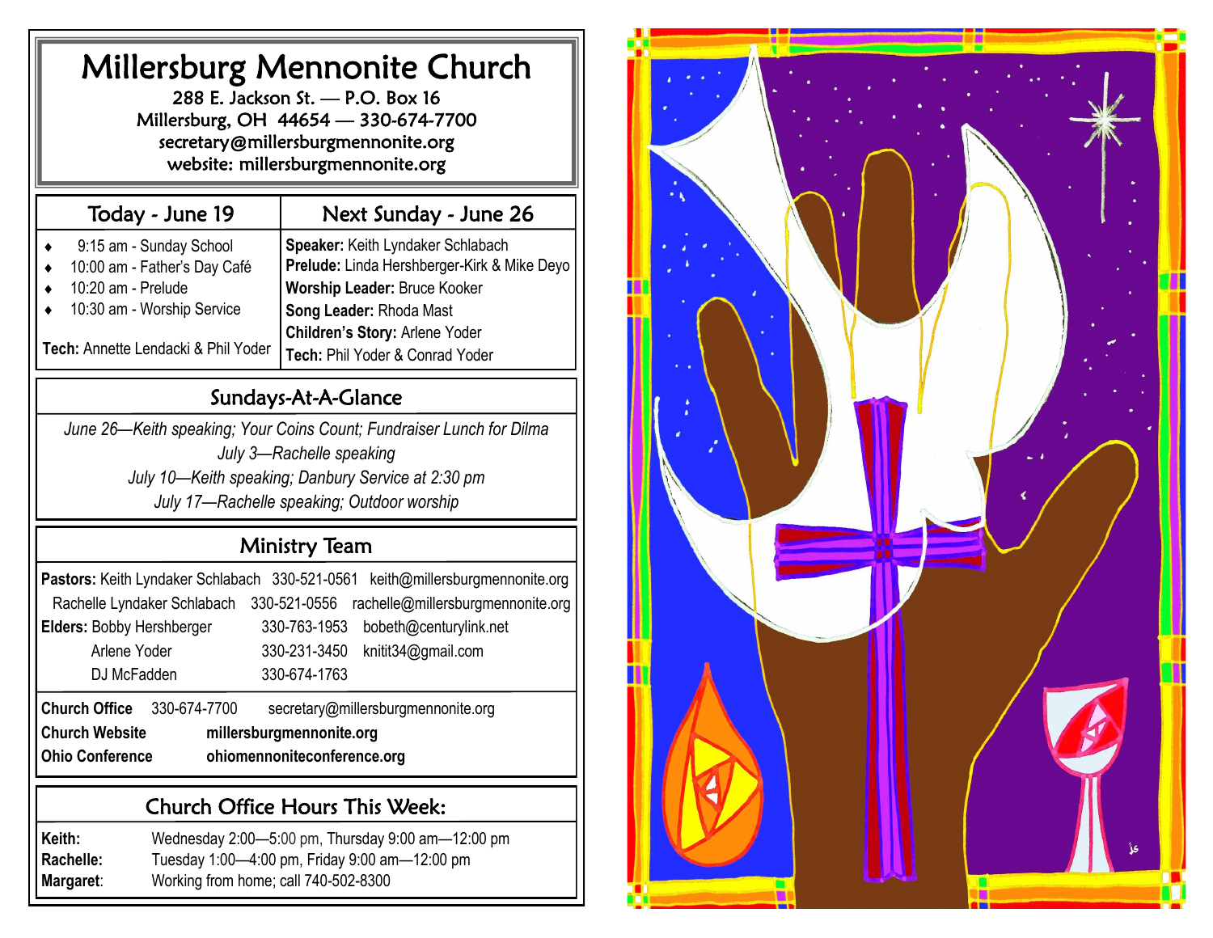# Millersburg Mennonite Church

288 E. Jackson St. — P.O. Box 16
Millersburg, OH 44654 — 330-674-7700
secretary@millersburgmennonite.org
website: millersburgmennonite.org

## Today - June 19

- 9:15 am - Sunday School
- 10:00 am - Father's Day Café
- 10:20 am - Prelude
- 10:30 am - Worship Service

**Tech:** Annette Lendacki & Phil Yoder

## Next Sunday - June 26

**Speaker:** Keith Lyndaker Schlabach
**Prelude:** Linda Hershberger-Kirk & Mike Deyo
**Worship Leader:** Bruce Kooker
**Song Leader:** Rhoda Mast
**Children's Story:** Arlene Yoder
**Tech:** Phil Yoder & Conrad Yoder

## Sundays-At-A-Glance

*June 26—Keith speaking; Your Coins Count; Fundraiser Lunch for Dilma*
*July 3—Rachelle speaking*
*July 10—Keith speaking; Danbury Service at 2:30 pm*
*July 17—Rachelle speaking; Outdoor worship*

## Ministry Team

| | | | |
|---|---|---|---|
| **Pastors:** | Keith Lyndaker Schlabach | 330-521-0561 | keith@millersburgmennonite.org |
| | Rachelle Lyndaker Schlabach | 330-521-0556 | rachelle@millersburgmennonite.org |
| **Elders:** | Bobby Hershberger | 330-763-1953 | bobeth@centurylink.net |
| | Arlene Yoder | 330-231-3450 | knitit34@gmail.com |
| | DJ McFadden | 330-674-1763 | |

**Church Office** 330-674-7700 secretary@millersburgmennonite.org
**Church Website** **millersburgmennonite.org**
**Ohio Conference** **ohiomennoniteconference.org**

## Church Office Hours This Week:

**Keih:** Wednesday 2:00—5:00 pm, Thursday 9:00 am—12:00 pm
**Rachelle:** Tuesday 1:00—4:00 pm, Friday 9:00 am—12:00 pm
**Margaret**: Working from home; call 740-502-8300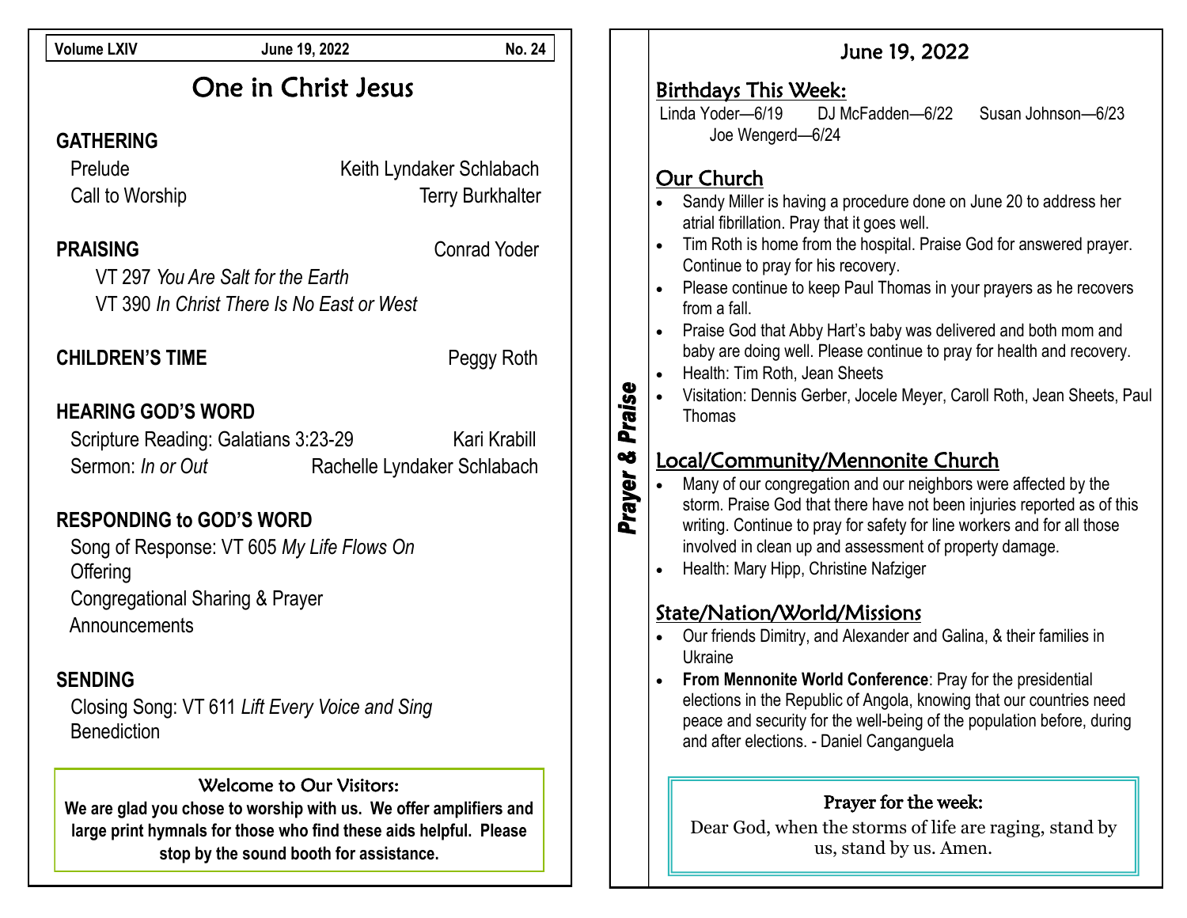Volume LXIV | June 19, 2022 | No. 24

# One in Christ Jesus

## GATHERING

Prelude — Keith Lyndaker Schlabach

Call to Worship — Terry Burkhalter

## PRAISING — Conrad Yoder

VT 297 *You Are Salt for the Earth*

VT 390 *In Christ There Is No East or West*

## CHILDREN'S TIME — Peggy Roth

## HEARING GOD'S WORD

Scripture Reading: Galatians 3:23-29 — Kari Krabill

Sermon: *In or Out* — Rachelle Lyndaker Schlabach

## RESPONDING to GOD'S WORD

Song of Response: VT 605 *My Life Flows On*

Offering

Congregational Sharing & Prayer

Announcements

## SENDING

Closing Song: VT 611 *Lift Every Voice and Sing*

Benediction

### Welcome to Our Visitors:

**We are glad you chose to worship with us. We offer amplifiers and large print hymnals for those who find these aids helpful. Please stop by the sound booth for assistance.**

# *Prayer & Praise*

## June 19, 2022

### Birthdays This Week:

Linda Yoder—6/19 DJ McFadden—6/22 Susan Johnson—6/23 Joe Wengerd—6/24

### Our Church

- Sandy Miller is having a procedure done on June 20 to address her atrial fibrillation. Pray that it goes well.
- Tim Roth is home from the hospital. Praise God for answered prayer. Continue to pray for his recovery.
- Please continue to keep Paul Thomas in your prayers as he recovers from a fall.
- Praise God that Abby Hart's baby was delivered and both mom and baby are doing well. Please continue to pray for health and recovery.
- Health: Tim Roth, Jean Sheets
- Visitation: Dennis Gerber, Jocele Meyer, Caroll Roth, Jean Sheets, Paul Thomas

### Local/Community/Mennonite Church

- Many of our congregation and our neighbors were affected by the storm. Praise God that there have not been injuries reported as of this writing. Continue to pray for safety for line workers and for all those involved in clean up and assessment of property damage.
- Health: Mary Hipp, Christine Nafziger

### State/Nation/World/Missions

- Our friends Dimitry, and Alexander and Galina, & their families in Ukraine
- **From Mennonite World Conference**: Pray for the presidential elections in the Republic of Angola, knowing that our countries need peace and security for the well-being of the population before, during and after elections. - Daniel Canganguela

### Prayer for the week:

Dear God, when the storms of life are raging, stand by us, stand by us. Amen.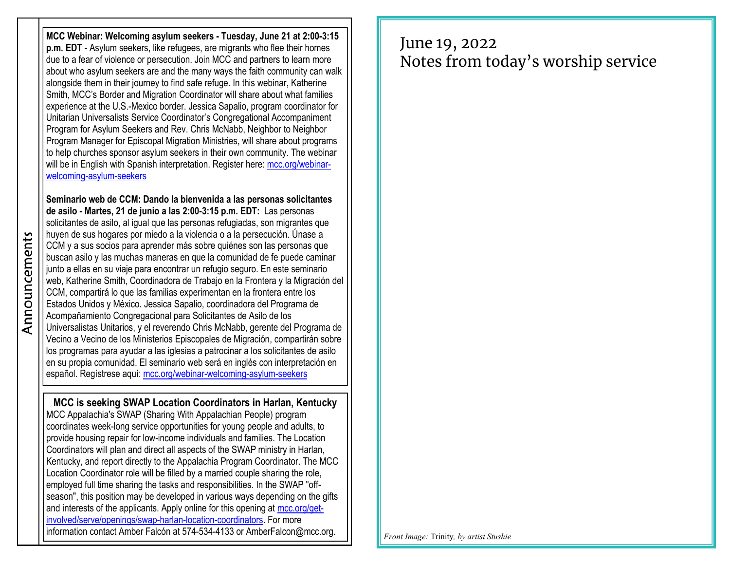## Announcements

**MCC Webinar: Welcoming asylum seekers - Tuesday, June 21 at 2:00-3:15 p.m. EDT** - Asylum seekers, like refugees, are migrants who flee their homes due to a fear of violence or persecution. Join MCC and partners to learn more about who asylum seekers are and the many ways the faith community can walk alongside them in their journey to find safe refuge. In this webinar, Katherine Smith, MCC's Border and Migration Coordinator will share about what families experience at the U.S.-Mexico border. Jessica Sapalio, program coordinator for Unitarian Universalists Service Coordinator's Congregational Accompaniment Program for Asylum Seekers and Rev. Chris McNabb, Neighbor to Neighbor Program Manager for Episcopal Migration Ministries, will share about programs to help churches sponsor asylum seekers in their own community. The webinar will be in English with Spanish interpretation. Register here: mcc.org/webinar-welcoming-asylum-seekers

**Seminario web de CCM: Dando la bienvenida a las personas solicitantes de asilo - Martes, 21 de junio a las 2:00-3:15 p.m. EDT:** Las personas solicitantes de asilo, al igual que las personas refugiadas, son migrantes que huyen de sus hogares por miedo a la violencia o a la persecución. Únase a CCM y a sus socios para aprender más sobre quiénes son las personas que buscan asilo y las muchas maneras en que la comunidad de fe puede caminar junto a ellas en su viaje para encontrar un refugio seguro. En este seminario web, Katherine Smith, Coordinadora de Trabajo en la Frontera y la Migración del CCM, compartirá lo que las familias experimentan en la frontera entre los Estados Unidos y México. Jessica Sapalio, coordinadora del Programa de Acompañamiento Congregacional para Solicitantes de Asilo de los Universalistas Unitarios, y el reverendo Chris McNabb, gerente del Programa de Vecino a Vecino de los Ministerios Episcopales de Migración, compartirán sobre los programas para ayudar a las iglesias a patrocinar a los solicitantes de asilo en su propia comunidad. El seminario web será en inglés con interpretación en español. Regístrese aquí: mcc.org/webinar-welcoming-asylum-seekers

**MCC is seeking SWAP Location Coordinators in Harlan, Kentucky**

MCC Appalachia's SWAP (Sharing With Appalachian People) program coordinates week-long service opportunities for young people and adults, to provide housing repair for low-income individuals and families. The Location Coordinators will plan and direct all aspects of the SWAP ministry in Harlan, Kentucky, and report directly to the Appalachia Program Coordinator. The MCC Location Coordinator role will be filled by a married couple sharing the role, employed full time sharing the tasks and responsibilities. In the SWAP "off-season", this position may be developed in various ways depending on the gifts and interests of the applicants. Apply online for this opening at mcc.org/get-involved/serve/openings/swap-harlan-location-coordinators. For more information contact Amber Falcón at 574-534-4133 or AmberFalcon@mcc.org.

June 19, 2022
Notes from today's worship service

*Front Image:* Trinity*, by artist Stushie*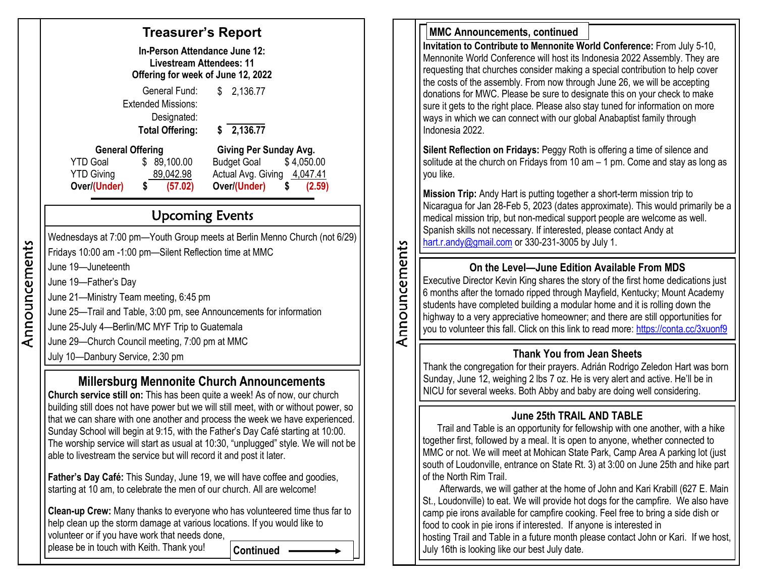## Treasurer's Report

**In-Person Attendance June 12:**
**Livestream Attendees: 11**
**Offering for week of June 12, 2022**

| | |
|---|---|
| General Fund: | $ 2,136.77 |
| Extended Missions: | |
| Designated: | |
| **Total Offering:** | **$ 2,136.77** |

| General Offering | | Giving Per Sunday Avg. | |
|---|---|---|---|
| YTD Goal | $ 89,100.00 | Budget Goal | $ 4,050.00 |
| YTD Giving | 89,042.98 | Actual Avg. Giving | 4,047.41 |
| **Over/(Under)** | **$ (57.02)** | **Over/(Under)** | **$ (2.59)** |

## Upcoming Events

- Wednesdays at 7:00 pm—Youth Group meets at Berlin Menno Church (not 6/29)
- Fridays 10:00 am -1:00 pm—Silent Reflection time at MMC
- June 19—Juneteenth
- June 19—Father's Day
- June 21—Ministry Team meeting, 6:45 pm
- June 25—Trail and Table, 3:00 pm, see Announcements for information
- June 25-July 4—Berlin/MC MYF Trip to Guatemala
- June 29—Church Council meeting, 7:00 pm at MMC
- July 10—Danbury Service, 2:30 pm

## Millersburg Mennonite Church Announcements

**Church service still on:** This has been quite a week! As of now, our church building still does not have power but we will still meet, with or without power, so that we can share with one another and process the week we have experienced. Sunday School will begin at 9:15, with the Father's Day Café starting at 10:00. The worship service will start as usual at 10:30, "unplugged" style. We will not be able to livestream the service but will record it and post it later.

**Father's Day Café:** This Sunday, June 19, we will have coffee and goodies, starting at 10 am, to celebrate the men of our church. All are welcome!

**Clean-up Crew:** Many thanks to everyone who has volunteered time thus far to help clean up the storm damage at various locations. If you would like to volunteer or if you have work that needs done, please be in touch with Keith. Thank you!

**Continued →**

## MMC Announcements, continued

**Invitation to Contribute to Mennonite World Conference:** From July 5-10, Mennonite World Conference will host its Indonesia 2022 Assembly. They are requesting that churches consider making a special contribution to help cover the costs of the assembly. From now through June 26, we will be accepting donations for MWC. Please be sure to designate this on your check to make sure it gets to the right place. Please also stay tuned for information on more ways in which we can connect with our global Anabaptist family through Indonesia 2022.

**Silent Reflection on Fridays:** Peggy Roth is offering a time of silence and solitude at the church on Fridays from 10 am – 1 pm. Come and stay as long as you like.

**Mission Trip:** Andy Hart is putting together a short-term mission trip to Nicaragua for Jan 28-Feb 5, 2023 (dates approximate). This would primarily be a medical mission trip, but non-medical support people are welcome as well. Spanish skills not necessary. If interested, please contact Andy at hart.r.andy@gmail.com or 330-231-3005 by July 1.

### On the Level—June Edition Available From MDS

Executive Director Kevin King shares the story of the first home dedications just 6 months after the tornado ripped through Mayfield, Kentucky; Mount Academy students have completed building a modular home and it is rolling down the highway to a very appreciative homeowner; and there are still opportunities for you to volunteer this fall. Click on this link to read more: https://conta.cc/3xuonf9

### Thank You from Jean Sheets

Thank the congregation for their prayers. Adrián Rodrigo Zeledon Hart was born Sunday, June 12, weighing 2 lbs 7 oz. He is very alert and active. He'll be in NICU for several weeks. Both Abby and baby are doing well considering.

### June 25th TRAIL AND TABLE

Trail and Table is an opportunity for fellowship with one another, with a hike together first, followed by a meal. It is open to anyone, whether connected to MMC or not. We will meet at Mohican State Park, Camp Area A parking lot (just south of Loudonville, entrance on State Rt. 3) at 3:00 on June 25th and hike part of the North Rim Trail.

Afterwards, we will gather at the home of John and Kari Krabill (627 E. Main St., Loudonville) to eat. We will provide hot dogs for the campfire. We also have camp pie irons available for campfire cooking. Feel free to bring a side dish or food to cook in pie irons if interested. If anyone is interested in hosting Trail and Table in a future month please contact John or Kari. If we host, July 16th is looking like our best July date.